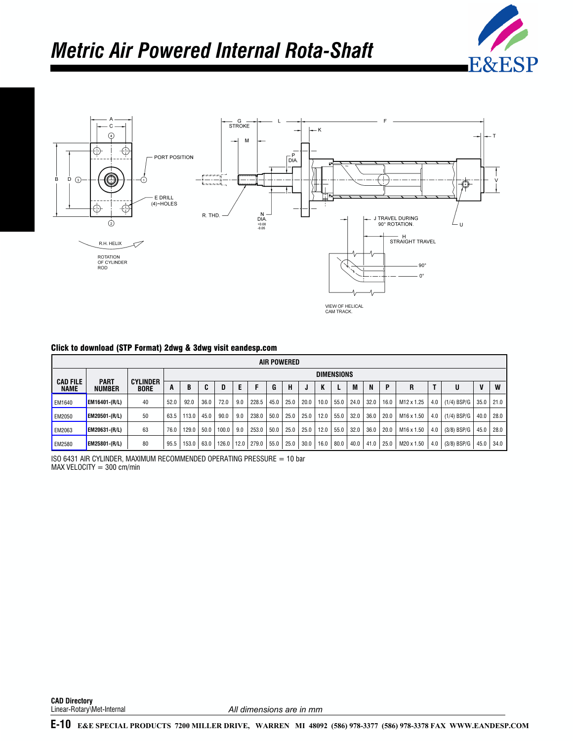# Metric Air Powered Internal Rota-Shaft

**Click to download (STP Format) 2dwg & 3dwg visit eandesp.com**

| AIR POWERED | | | | | | | | | | | | | | | | | | | | | | |
|---|---|---|---|---|---|---|---|---|---|---|---|---|---|---|---|---|---|---|---|---|---|---|
| | | | DIMENSIONS | | | | | | | | | | | | | | | | | | | |
| CAD FILE NAME | PART NUMBER | CYLINDER BORE | A | B | C | D | E | F | G | H | J | K | L | M | N | P | R | T | U | V | W |
| EM1640 | EM16401-(R/L) | 40 | 52.0 | 92.0 | 36.0 | 72.0 | 9.0 | 228.5 | 45.0 | 25.0 | 20.0 | 10.0 | 55.0 | 24.0 | 32.0 | 16.0 | M12 x 1.25 | 4.0 | (1/4) BSP/G | 35.0 | 21.0 |
| EM2050 | EM20501-(R/L) | 50 | 63.5 | 113.0 | 45.0 | 90.0 | 9.0 | 238.0 | 50.0 | 25.0 | 25.0 | 12.0 | 55.0 | 32.0 | 36.0 | 20.0 | M16 x 1.50 | 4.0 | (1/4) BSP/G | 40.0 | 28.0 |
| EM2063 | EM20631-(R/L) | 63 | 76.0 | 129.0 | 50.0 | 100.0 | 9.0 | 253.0 | 50.0 | 25.0 | 25.0 | 12.0 | 55.0 | 32.0 | 36.0 | 20.0 | M16 x 1.50 | 4.0 | (3/8) BSP/G | 45.0 | 28.0 |
| EM2580 | EM25801-(R/L) | 80 | 95.5 | 153.0 | 63.0 | 126.0 | 12.0 | 279.0 | 55.0 | 25.0 | 30.0 | 16.0 | 80.0 | 40.0 | 41.0 | 25.0 | M20 x 1.50 | 4.0 | (3/8) BSP/G | 45.0 | 34.0 |

ISO 6431 AIR CYLINDER, MAXIMUM RECOMMENDED OPERATING PRESSURE = 10 bar
MAX VELOCITY = 300 cm/min

**CAD Directory**
Linear-Rotary\Met-Internal

*All dimensions are in mm*

**E-10** E&E SPECIAL PRODUCTS 7200 MILLER DRIVE, WARREN MI 48092 (586) 978-3377 (586) 978-3378 FAX WWW.EANDESP.COM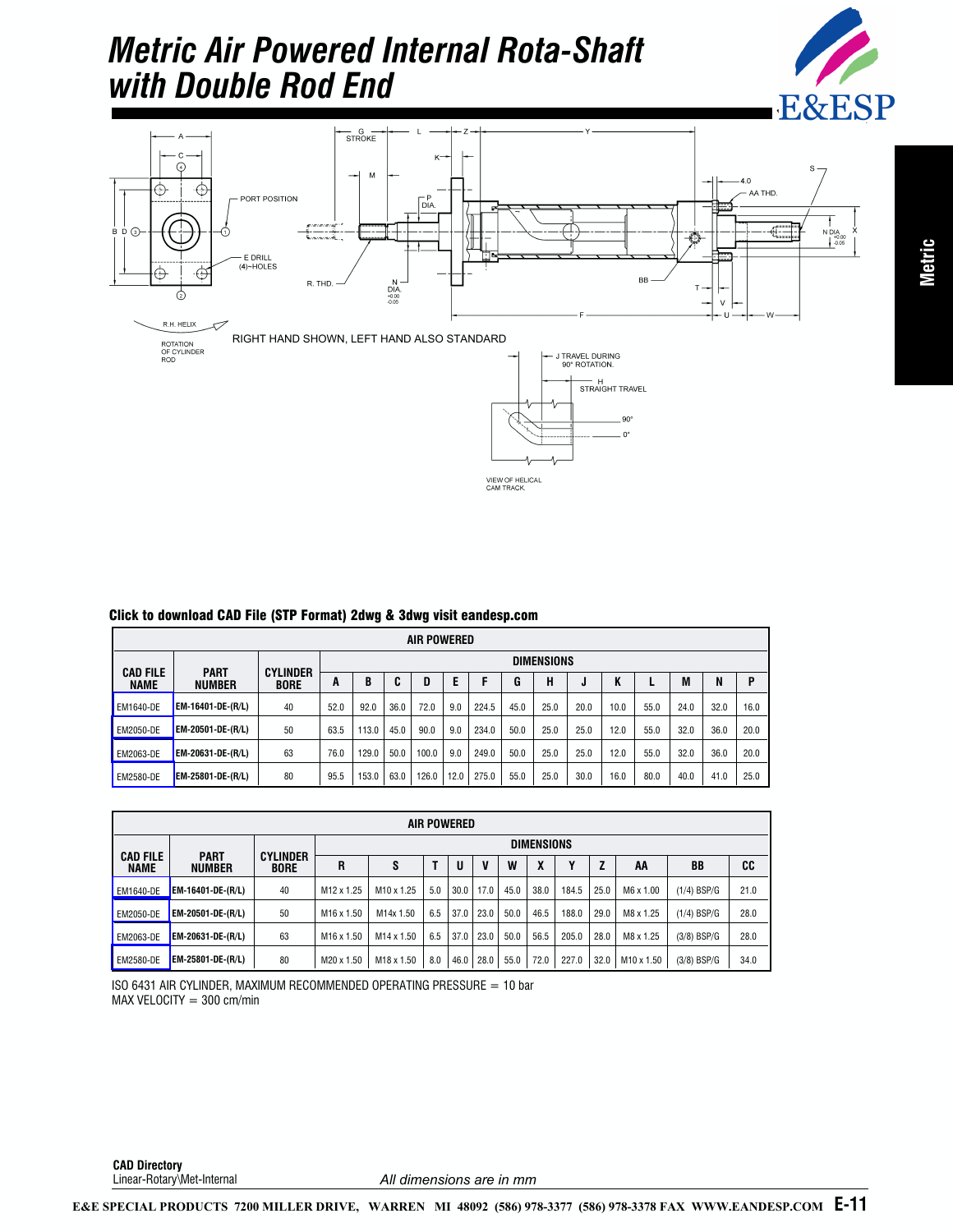# Metric Air Powered Internal Rota-Shaft with Double Rod End

RIGHT HAND SHOWN, LEFT HAND ALSO STANDARD

**Click to download CAD File (STP Format) 2dwg & 3dwg visit eandesp.com**

| AIR POWERED | | | | | | | | | | | | | | | | | |
|---|---|---|---|---|---|---|---|---|---|---|---|---|---|---|---|---|---|
| CAD FILE NAME | PART NUMBER | CYLINDER BORE | DIMENSIONS | | | | | | | | | | | | | | |
| | | | A | B | C | D | E | F | G | H | J | K | L | M | N | P |
| EM1640-DE | EM-16401-DE-(R/L) | 40 | 52.0 | 92.0 | 36.0 | 72.0 | 9.0 | 224.5 | 45.0 | 25.0 | 20.0 | 10.0 | 55.0 | 24.0 | 32.0 | 16.0 |
| EM2050-DE | EM-20501-DE-(R/L) | 50 | 63.5 | 113.0 | 45.0 | 90.0 | 9.0 | 234.0 | 50.0 | 25.0 | 25.0 | 12.0 | 55.0 | 32.0 | 36.0 | 20.0 |
| EM2063-DE | EM-20631-DE-(R/L) | 63 | 76.0 | 129.0 | 50.0 | 100.0 | 9.0 | 249.0 | 50.0 | 25.0 | 25.0 | 12.0 | 55.0 | 32.0 | 36.0 | 20.0 |
| EM2580-DE | EM-25801-DE-(R/L) | 80 | 95.5 | 153.0 | 63.0 | 126.0 | 12.0 | 275.0 | 55.0 | 25.0 | 30.0 | 16.0 | 80.0 | 40.0 | 41.0 | 25.0 |

| AIR POWERED | | | | | | | | | | | | | | | |
|---|---|---|---|---|---|---|---|---|---|---|---|---|---|---|---|
| CAD FILE NAME | PART NUMBER | CYLINDER BORE | DIMENSIONS | | | | | | | | | | | | |
| | | | R | S | T | U | V | W | X | Y | Z | AA | BB | CC |
| EM1640-DE | EM-16401-DE-(R/L) | 40 | M12 x 1.25 | M10 x 1.25 | 5.0 | 30.0 | 17.0 | 45.0 | 38.0 | 184.5 | 25.0 | M6 x 1.00 | (1/4) BSP/G | 21.0 |
| EM2050-DE | EM-20501-DE-(R/L) | 50 | M16 x 1.50 | M14x 1.50 | 6.5 | 37.0 | 23.0 | 50.0 | 46.5 | 188.0 | 29.0 | M8 x 1.25 | (1/4) BSP/G | 28.0 |
| EM2063-DE | EM-20631-DE-(R/L) | 63 | M16 x 1.50 | M14 x 1.50 | 6.5 | 37.0 | 23.0 | 50.0 | 56.5 | 205.0 | 28.0 | M8 x 1.25 | (3/8) BSP/G | 28.0 |
| EM2580-DE | EM-25801-DE-(R/L) | 80 | M20 x 1.50 | M18 x 1.50 | 8.0 | 46.0 | 28.0 | 55.0 | 72.0 | 227.0 | 32.0 | M10 x 1.50 | (3/8) BSP/G | 34.0 |

ISO 6431 AIR CYLINDER, MAXIMUM RECOMMENDED OPERATING PRESSURE = 10 bar
MAX VELOCITY = 300 cm/min

**CAD Directory**
Linear-Rotary\Met-Internal

*All dimensions are in mm*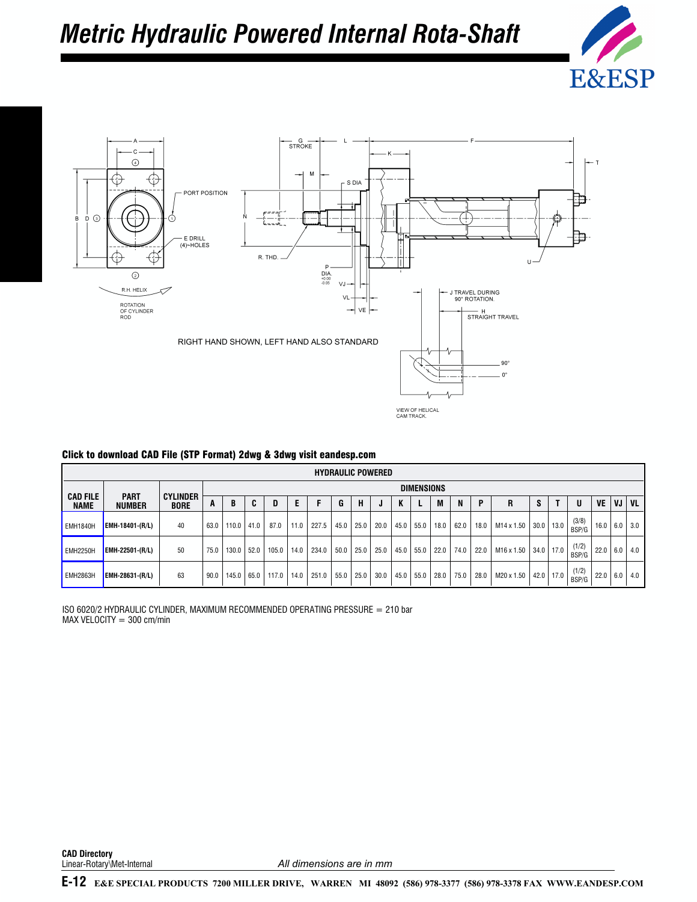# Metric Hydraulic Powered Internal Rota-Shaft

RIGHT HAND SHOWN, LEFT HAND ALSO STANDARD

**Click to download CAD File (STP Format) 2dwg & 3dwg visit eandesp.com**

| HYDRAULIC POWERED | | | | | | | | | | | | | | | | | | | | | | | | | |
|---|---|---|---|---|---|---|---|---|---|---|---|---|---|---|---|---|---|---|---|---|---|---|---|---|---|
| CAD FILE NAME | PART NUMBER | CYLINDER BORE | DIMENSIONS | | | | | | | | | | | | | | | | | | | | | | |
| | | | A | B | C | D | E | F | G | H | J | K | L | M | N | P | R | S | T | U | VE | VJ | VL |
| EMH1840H | EMH-18401-(R/L) | 40 | 63.0 | 110.0 | 41.0 | 87.0 | 11.0 | 227.5 | 45.0 | 25.0 | 20.0 | 45.0 | 55.0 | 18.0 | 62.0 | 18.0 | M14 x 1.50 | 30.0 | 13.0 | (3/8) BSP/G | 16.0 | 6.0 | 3.0 |
| EMH2250H | EMH-22501-(R/L) | 50 | 75.0 | 130.0 | 52.0 | 105.0 | 14.0 | 234.0 | 50.0 | 25.0 | 25.0 | 45.0 | 55.0 | 22.0 | 74.0 | 22.0 | M16 x 1.50 | 34.0 | 17.0 | (1/2) BSP/G | 22.0 | 6.0 | 4.0 |
| EMH2863H | EMH-28631-(R/L) | 63 | 90.0 | 145.0 | 65.0 | 117.0 | 14.0 | 251.0 | 55.0 | 25.0 | 30.0 | 45.0 | 55.0 | 28.0 | 75.0 | 28.0 | M20 x 1.50 | 42.0 | 17.0 | (1/2) BSP/G | 22.0 | 6.0 | 4.0 |

ISO 6020/2 HYDRAULIC CYLINDER, MAXIMUM RECOMMENDED OPERATING PRESSURE = 210 bar
MAX VELOCITY = 300 cm/min

**CAD Directory**
Linear-Rotary\Met-Internal

*All dimensions are in mm*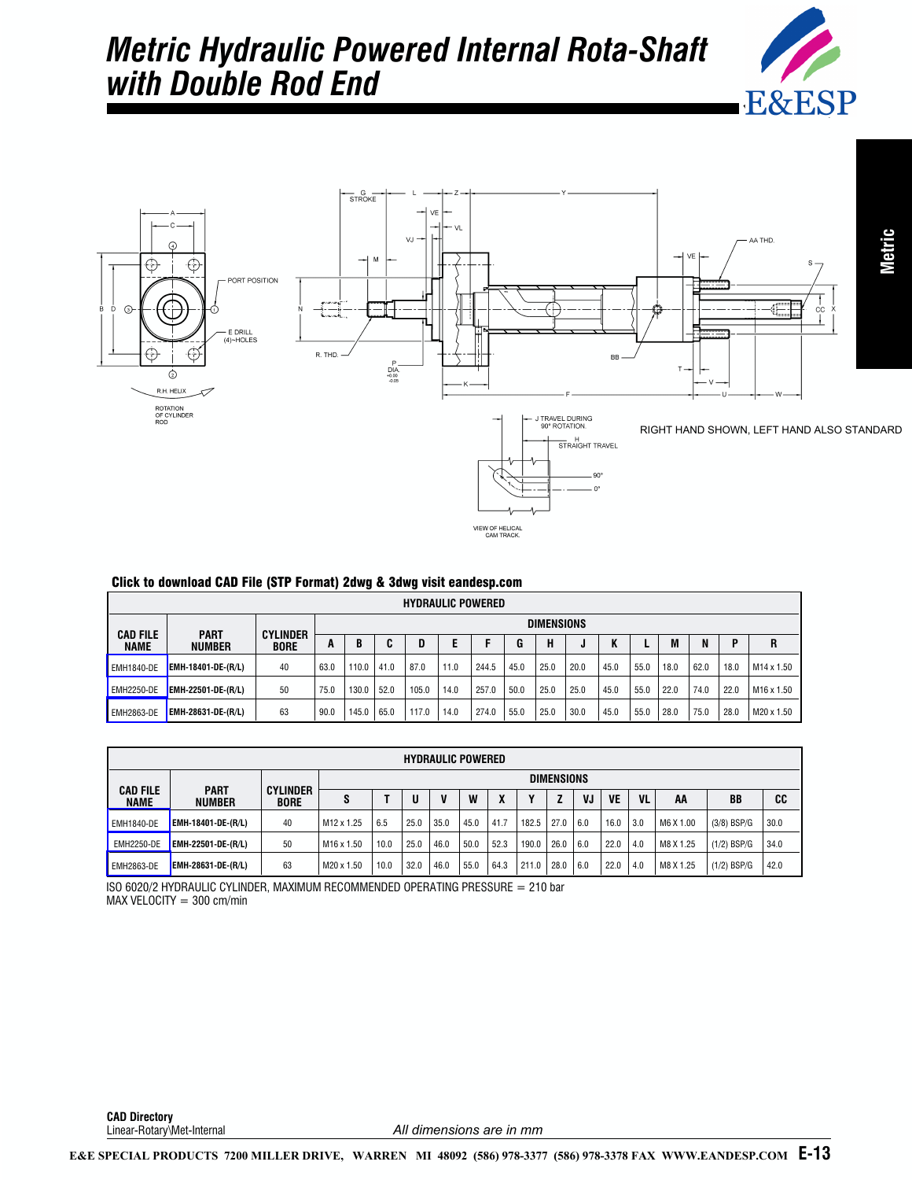# Metric Hydraulic Powered Internal Rota-Shaft with Double Rod End

RIGHT HAND SHOWN, LEFT HAND ALSO STANDARD

**Click to download CAD File (STP Format) 2dwg & 3dwg visit eandesp.com**

| HYDRAULIC POWERED | | | | | | | | | | | | | | | | | |
|---|---|---|---|---|---|---|---|---|---|---|---|---|---|---|---|---|---|
| **CAD FILE NAME** | **PART NUMBER** | **CYLINDER BORE** | **DIMENSIONS** | | | | | | | | | | | | | | |
| | | | **A** | **B** | **C** | **D** | **E** | **F** | **G** | **H** | **J** | **K** | **L** | **M** | **N** | **P** | **R** |
| EMH1840-DE | EMH-18401-DE-(R/L) | 40 | 63.0 | 110.0 | 41.0 | 87.0 | 11.0 | 244.5 | 45.0 | 25.0 | 20.0 | 45.0 | 55.0 | 18.0 | 62.0 | 18.0 | M14 x 1.50 |
| EMH2250-DE | EMH-22501-DE-(R/L) | 50 | 75.0 | 130.0 | 52.0 | 105.0 | 14.0 | 257.0 | 50.0 | 25.0 | 25.0 | 45.0 | 55.0 | 22.0 | 74.0 | 22.0 | M16 x 1.50 |
| EMH2863-DE | EMH-28631-DE-(R/L) | 63 | 90.0 | 145.0 | 65.0 | 117.0 | 14.0 | 274.0 | 55.0 | 25.0 | 30.0 | 45.0 | 55.0 | 28.0 | 75.0 | 28.0 | M20 x 1.50 |

| HYDRAULIC POWERED | | | | | | | | | | | | | | | | | |
|---|---|---|---|---|---|---|---|---|---|---|---|---|---|---|---|---|---|
| **CAD FILE NAME** | **PART NUMBER** | **CYLINDER BORE** | **DIMENSIONS** | | | | | | | | | | | | | | |
| | | | **S** | **T** | **U** | **V** | **W** | **X** | **Y** | **Z** | **VJ** | **VE** | **VL** | **AA** | **BB** | **CC** | |
| EMH1840-DE | EMH-18401-DE-(R/L) | 40 | M12 x 1.25 | 6.5 | 25.0 | 35.0 | 45.0 | 41.7 | 182.5 | 27.0 | 6.0 | 16.0 | 3.0 | M6 X 1.00 | (3/8) BSP/G | 30.0 | |
| EMH2250-DE | EMH-22501-DE-(R/L) | 50 | M16 x 1.50 | 10.0 | 25.0 | 46.0 | 50.0 | 52.3 | 190.0 | 26.0 | 6.0 | 22.0 | 4.0 | M8 X 1.25 | (1/2) BSP/G | 34.0 | |
| EMH2863-DE | EMH-28631-DE-(R/L) | 63 | M20 x 1.50 | 10.0 | 32.0 | 46.0 | 55.0 | 64.3 | 211.0 | 28.0 | 6.0 | 22.0 | 4.0 | M8 X 1.25 | (1/2) BSP/G | 42.0 | |

ISO 6020/2 HYDRAULIC CYLINDER, MAXIMUM RECOMMENDED OPERATING PRESSURE = 210 bar
MAX VELOCITY = 300 cm/min

**CAD Directory**
Linear-Rotary\Met-Internal

*All dimensions are in mm*